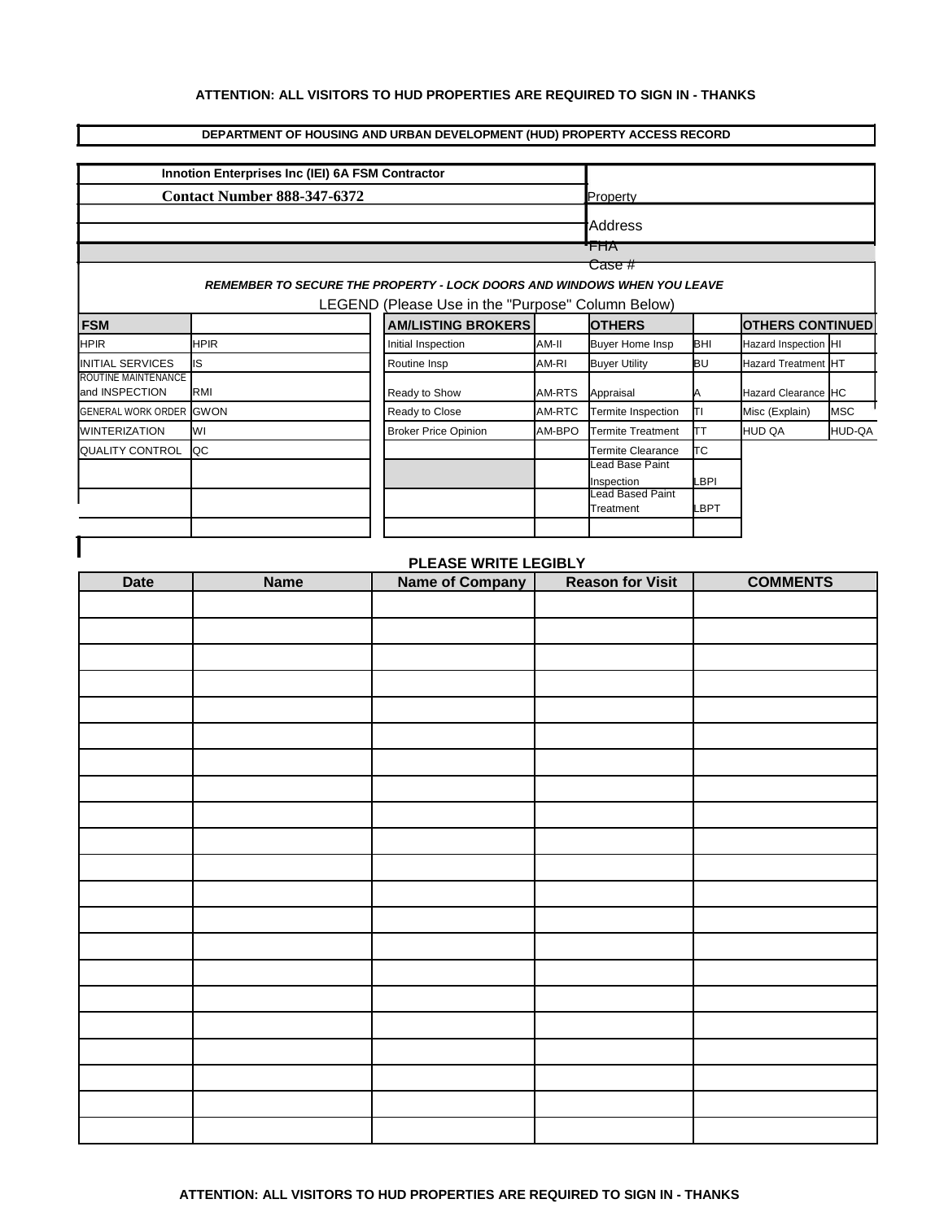**ATTENTION: ALL VISITORS TO HUD PROPERTIES ARE REQUIRED TO SIGN IN - THANKS**

**DEPARTMENT OF HOUSING AND URBAN DEVELOPMENT (HUD) PROPERTY ACCESS RECORD**

| | |
|---|---|
| **Innotion Enterprises Inc (IEI) 6A FSM Contractor** | |
| **Contact Number 888-347-6372** | Property |
| | Address |
| | FHA Case # |

***REMEMBER TO SECURE THE PROPERTY - LOCK DOORS AND WINDOWS WHEN YOU LEAVE***

LEGEND (Please Use in the "Purpose" Column Below)

| **FSM** | | **AM/LISTING BROKERS** | | **OTHERS** | | **OTHERS CONTINUED** | |
|---|---|---|---|---|---|---|---|
| HPIR | HPIR | Initial Inspection | AM-II | Buyer Home Insp | BHI | Hazard Inspection | HI |
| INITIAL SERVICES | IS | Routine Insp | AM-RI | Buyer Utility | BU | Hazard Treatment | HT |
| ROUTINE MAINTENANCE and INSPECTION | RMI | Ready to Show | AM-RTS | Appraisal | A | Hazard Clearance | HC |
| GENERAL WORK ORDER | GWON | Ready to Close | AM-RTC | Termite Inspection | TI | Misc (Explain) | MSC |
| WINTERIZATION | WI | Broker Price Opinion | AM-BPO | Termite Treatment | TT | HUD QA | HUD-QA |
| QUALITY CONTROL | QC | | | Termite Clearance | TC | | |
| | | | | Lead Base Paint Inspection | LBPI | | |
| | | | | Lead Based Paint Treatment | LBPT | | |
| | | | | | | | |

**PLEASE WRITE LEGIBLY**

| Date | Name | Name of Company | Reason for Visit | COMMENTS |
|---|---|---|---|---|
| | | | | |
| | | | | |
| | | | | |
| | | | | |
| | | | | |
| | | | | |
| | | | | |
| | | | | |
| | | | | |
| | | | | |
| | | | | |
| | | | | |
| | | | | |
| | | | | |
| | | | | |
| | | | | |
| | | | | |
| | | | | |
| | | | | |
| | | | | |
| | | | | |

**ATTENTION: ALL VISITORS TO HUD PROPERTIES ARE REQUIRED TO SIGN IN - THANKS**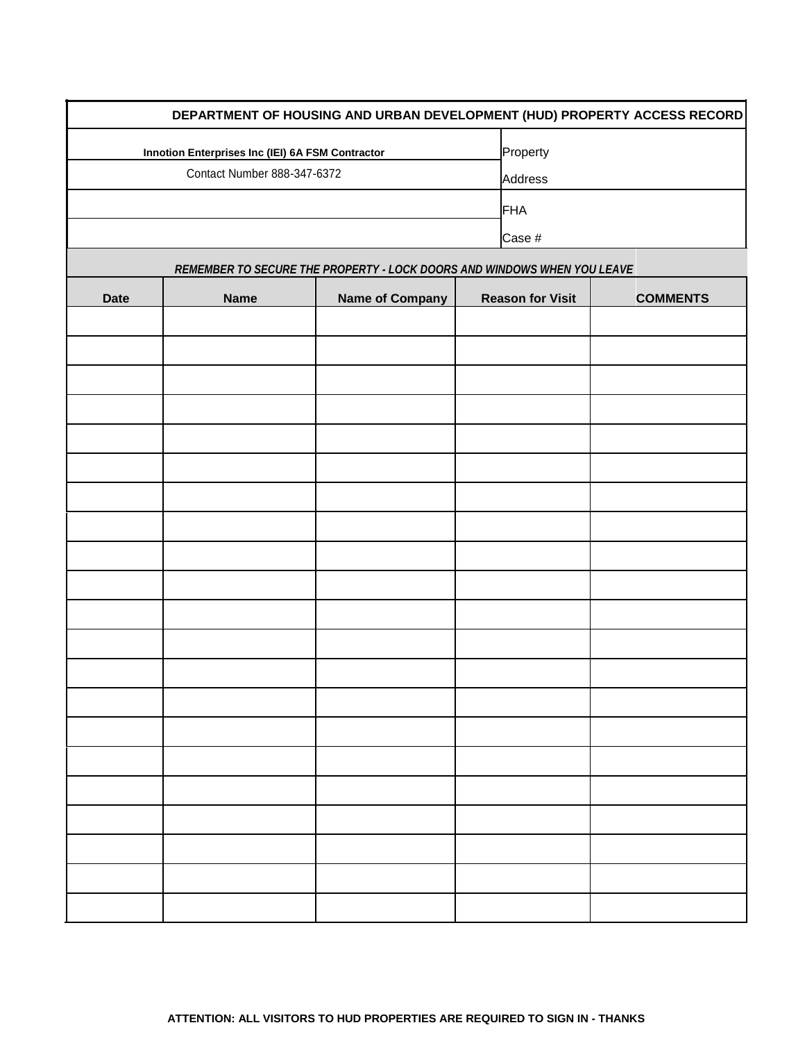# DEPARTMENT OF HOUSING AND URBAN DEVELOPMENT (HUD) PROPERTY ACCESS RECORD

| **Innotion Enterprises Inc (IEI) 6A FSM Contractor** | Property |
|---|---|
| Contact Number 888-347-6372 | Address |
| | FHA |
| | Case # |

***REMEMBER TO SECURE THE PROPERTY - LOCK DOORS AND WINDOWS WHEN YOU LEAVE***

| Date | Name | Name of Company | Reason for Visit | COMMENTS |
|---|---|---|---|---|
| | | | | |
| | | | | |
| | | | | |
| | | | | |
| | | | | |
| | | | | |
| | | | | |
| | | | | |
| | | | | |
| | | | | |
| | | | | |
| | | | | |
| | | | | |
| | | | | |
| | | | | |
| | | | | |
| | | | | |
| | | | | |
| | | | | |
| | | | | |
| | | | | |

**ATTENTION: ALL VISITORS TO HUD PROPERTIES ARE REQUIRED TO SIGN IN - THANKS**